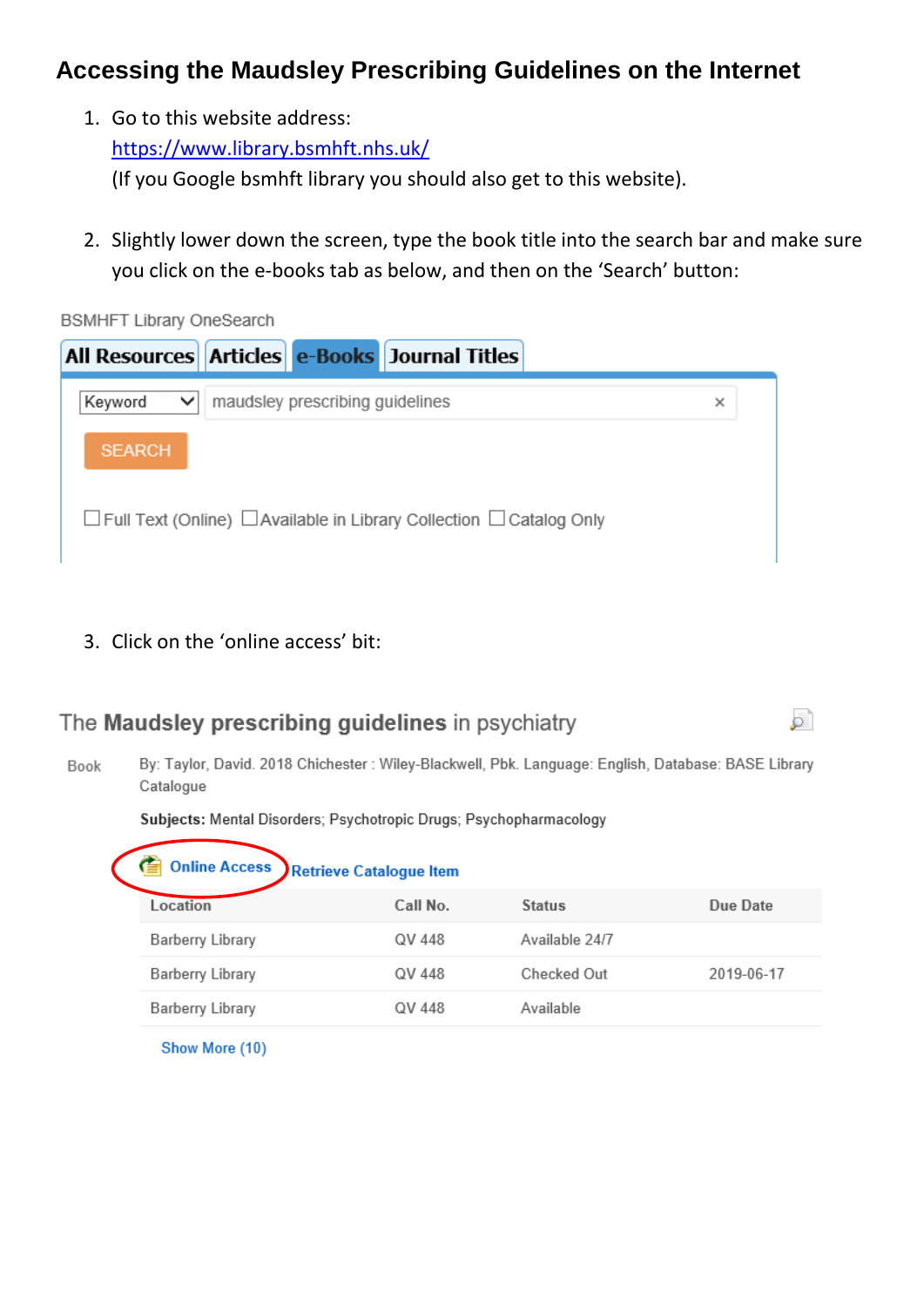# Accessing the Maudsley Prescribing Guidelines on the Internet

1. Go to this website address:
   https://www.library.bsmhft.nhs.uk/
   (If you Google bsmhft library you should also get to this website).

2. Slightly lower down the screen, type the book title into the search bar and make sure you click on the e-books tab as below, and then on the 'Search' button:

BSMHFT Library OneSearch

All Resources | Articles | e-Books | Journal Titles

Keyword | maudsley prescribing guidelines

SEARCH

☐ Full Text (Online) ☐ Available in Library Collection ☐ Catalog Only

3. Click on the 'online access' bit:

The **Maudsley prescribing guidelines** in psychiatry

Book

By: Taylor, David. 2018 Chichester : Wiley-Blackwell, Pbk. Language: English, Database: BASE Library Catalogue

**Subjects:** Mental Disorders; Psychotropic Drugs; Psychopharmacology

Online Access | Retrieve Catalogue Item

| Location | Call No. | Status | Due Date |
|---|---|---|---|
| Barberry Library | QV 448 | Available 24/7 | |
| Barberry Library | QV 448 | Checked Out | 2019-06-17 |
| Barberry Library | QV 448 | Available | |

Show More (10)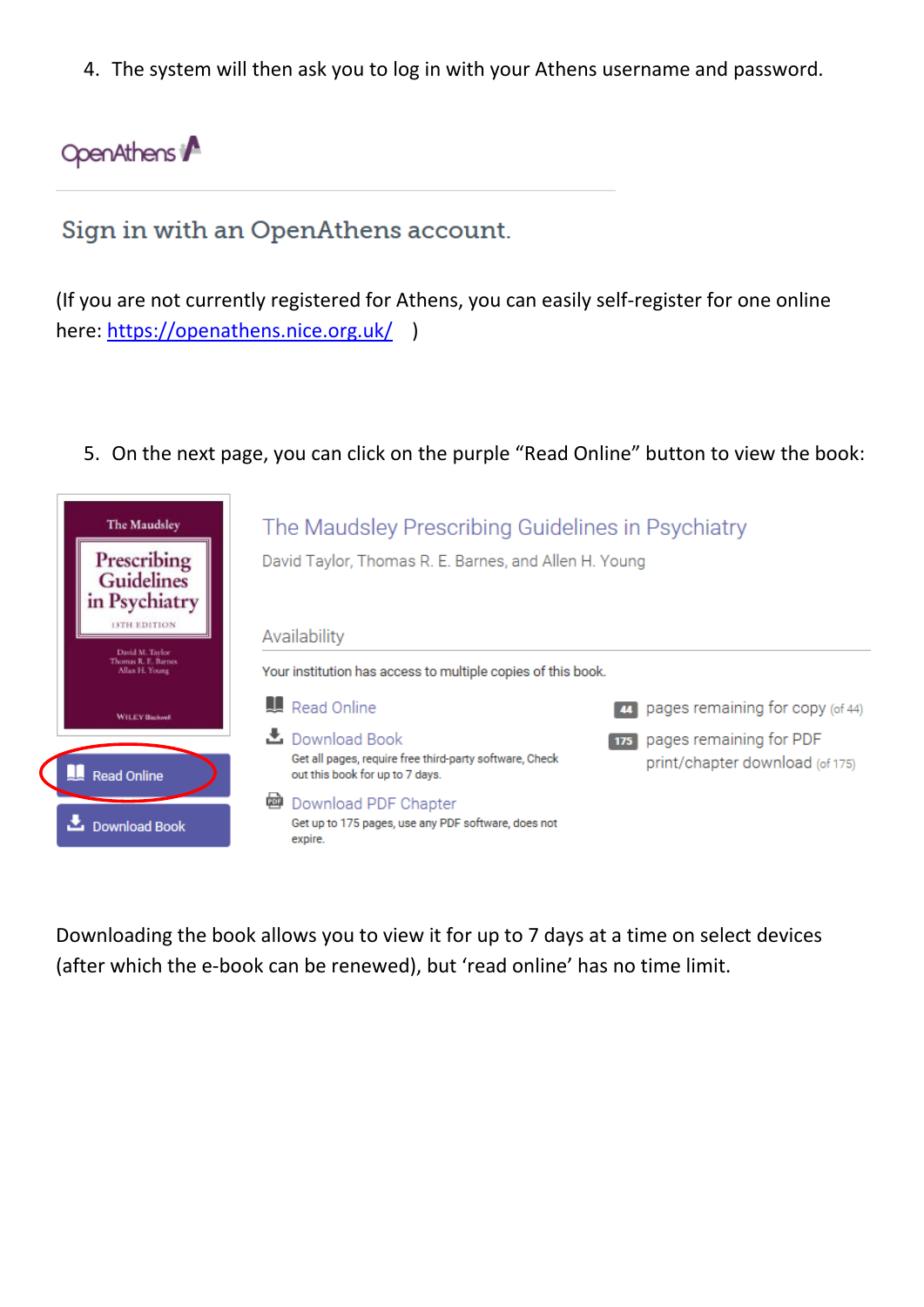4. The system will then ask you to log in with your Athens username and password.

OpenAthens

Sign in with an OpenAthens account.

(If you are not currently registered for Athens, you can easily self-register for one online here: https://openathens.nice.org.uk/ )

5. On the next page, you can click on the purple "Read Online" button to view the book:

The Maudsley Prescribing Guidelines in Psychiatry

David Taylor, Thomas R. E. Barnes, and Allen H. Young

Availability

Your institution has access to multiple copies of this book.

Read Online

Download Book
Get all pages, require free third-party software, Check out this book for up to 7 days.

Download PDF Chapter
Get up to 175 pages, use any PDF software, does not expire.

44 pages remaining for copy (of 44)

175 pages remaining for PDF print/chapter download (of 175)

Read Online

Download Book

Downloading the book allows you to view it for up to 7 days at a time on select devices (after which the e-book can be renewed), but 'read online' has no time limit.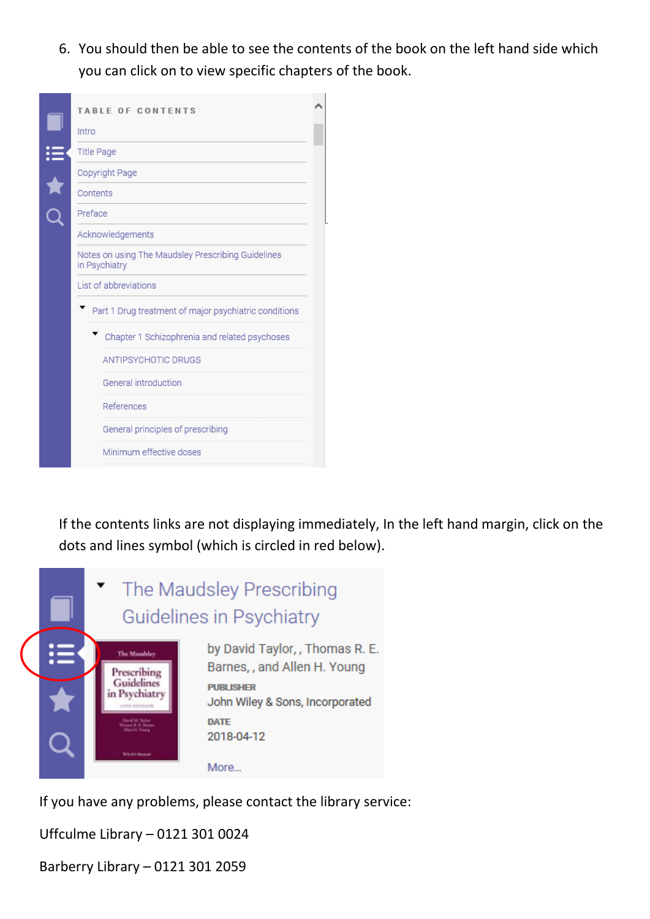6. You should then be able to see the contents of the book on the left hand side which you can click on to view specific chapters of the book.

If the contents links are not displaying immediately, In the left hand margin, click on the dots and lines symbol (which is circled in red below).

If you have any problems, please contact the library service:

Uffculme Library – 0121 301 0024

Barberry Library – 0121 301 2059